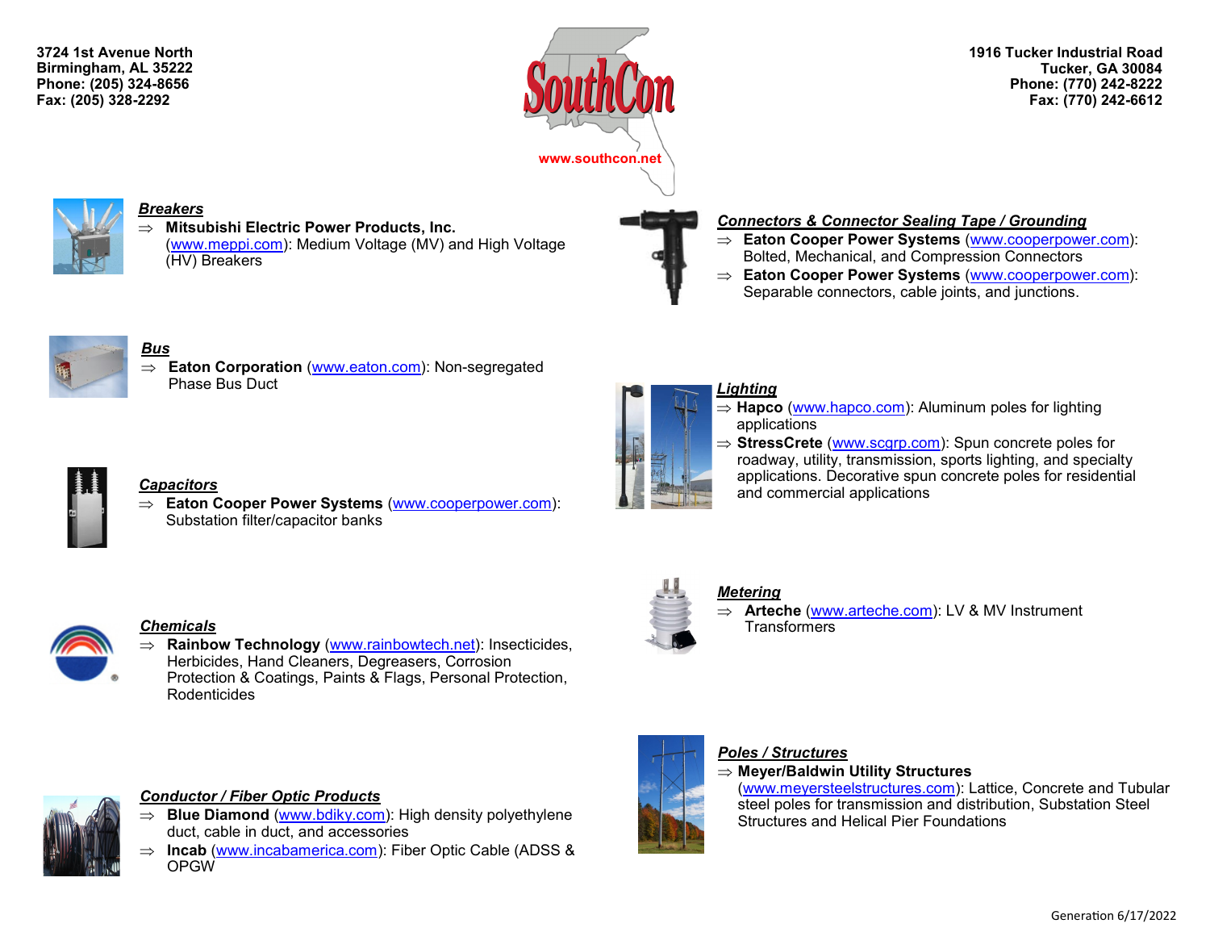3724 1st Avenue North
Birmingham, AL 35222
Phone: (205) 324-8656
Fax: (205) 328-2292

SouthCon

www.southcon.net

1916 Tucker Industrial Road
Tucker, GA 30084
Phone: (770) 242-8222
Fax: (770) 242-6612

***Breakers***

⇒ **Mitsubishi Electric Power Products, Inc.** (www.meppi.com): Medium Voltage (MV) and High Voltage (HV) Breakers

***Bus***

⇒ **Eaton Corporation** (www.eaton.com): Non-segregated Phase Bus Duct

***Capacitors***

⇒ **Eaton Cooper Power Systems** (www.cooperpower.com): Substation filter/capacitor banks

***Chemicals***

⇒ **Rainbow Technology** (www.rainbowtech.net): Insecticides, Herbicides, Hand Cleaners, Degreasers, Corrosion Protection & Coatings, Paints & Flags, Personal Protection, Rodenticides

***Conductor / Fiber Optic Products***

⇒ **Blue Diamond** (www.bdiky.com): High density polyethylene duct, cable in duct, and accessories

⇒ **Incab** (www.incabamerica.com): Fiber Optic Cable (ADSS & OPGW

***Connectors & Connector Sealing Tape / Grounding***

⇒ **Eaton Cooper Power Systems** (www.cooperpower.com): Bolted, Mechanical, and Compression Connectors

⇒ **Eaton Cooper Power Systems** (www.cooperpower.com): Separable connectors, cable joints, and junctions.

***Lighting***

⇒ **Hapco** (www.hapco.com): Aluminum poles for lighting applications

⇒ **StressCrete** (www.scgrp.com): Spun concrete poles for roadway, utility, transmission, sports lighting, and specialty applications. Decorative spun concrete poles for residential and commercial applications

***Metering***

⇒ **Arteche** (www.arteche.com): LV & MV Instrument Transformers

***Poles / Structures***

⇒ **Meyer/Baldwin Utility Structures** (www.meyersteelstructures.com): Lattice, Concrete and Tubular steel poles for transmission and distribution, Substation Steel Structures and Helical Pier Foundations

Generation 6/17/2022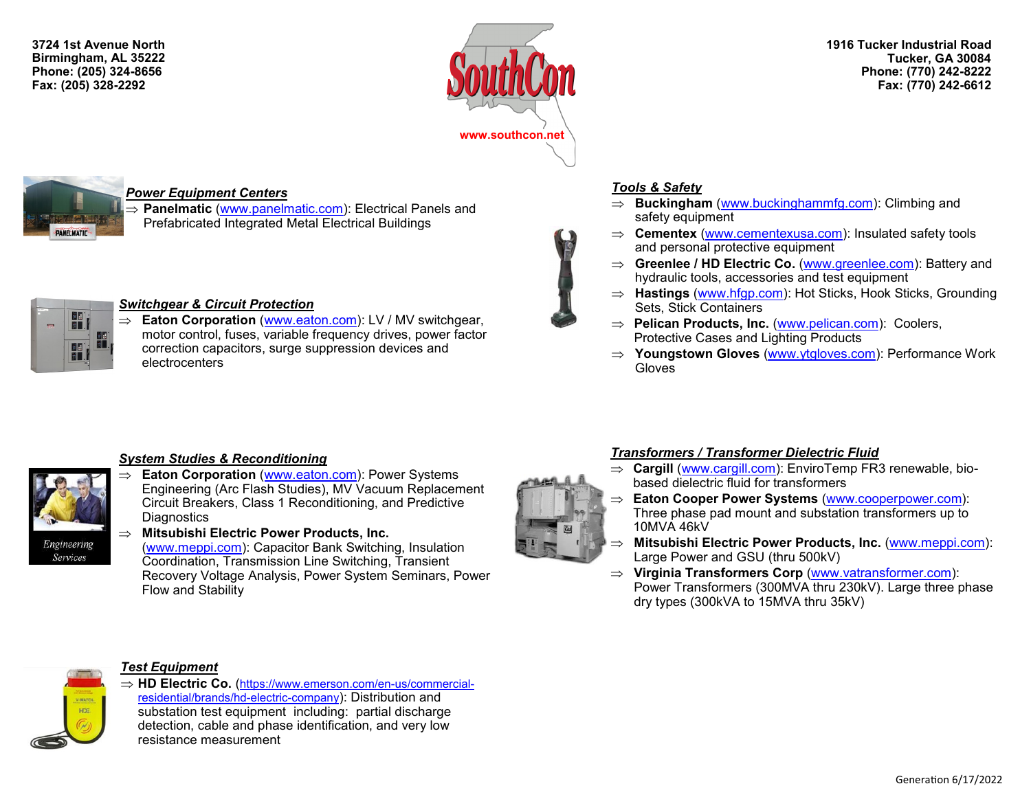3724 1st Avenue North
Birmingham, AL 35222
Phone: (205) 324-8656
Fax: (205) 328-2292

SouthCon
www.southcon.net

1916 Tucker Industrial Road
Tucker, GA 30084
Phone: (770) 242-8222
Fax: (770) 242-6612

### ***Power Equipment Centers***

⇒ **Panelmatic** (www.panelmatic.com): Electrical Panels and Prefabricated Integrated Metal Electrical Buildings

### ***Switchgear & Circuit Protection***

⇒ **Eaton Corporation** (www.eaton.com): LV / MV switchgear, motor control, fuses, variable frequency drives, power factor correction capacitors, surge suppression devices and electrocenters

### ***System Studies & Reconditioning***

⇒ **Eaton Corporation** (www.eaton.com): Power Systems Engineering (Arc Flash Studies), MV Vacuum Replacement Circuit Breakers, Class 1 Reconditioning, and Predictive Diagnostics

⇒ **Mitsubishi Electric Power Products, Inc.** (www.meppi.com): Capacitor Bank Switching, Insulation Coordination, Transmission Line Switching, Transient Recovery Voltage Analysis, Power System Seminars, Power Flow and Stability

### ***Test Equipment***

⇒ **HD Electric Co.** (https://www.emerson.com/en-us/commercial-residential/brands/hd-electric-company): Distribution and substation test equipment including: partial discharge detection, cable and phase identification, and very low resistance measurement

### ***Tools & Safety***

⇒ **Buckingham** (www.buckinghammfg.com): Climbing and safety equipment

⇒ **Cementex** (www.cementexusa.com): Insulated safety tools and personal protective equipment

⇒ **Greenlee / HD Electric Co.** (www.greenlee.com): Battery and hydraulic tools, accessories and test equipment

⇒ **Hastings** (www.hfgp.com): Hot Sticks, Hook Sticks, Grounding Sets, Stick Containers

⇒ **Pelican Products, Inc.** (www.pelican.com): Coolers, Protective Cases and Lighting Products

⇒ **Youngstown Gloves** (www.ytgloves.com): Performance Work Gloves

### ***Transformers / Transformer Dielectric Fluid***

⇒ **Cargill** (www.cargill.com): EnviroTemp FR3 renewable, bio-based dielectric fluid for transformers

⇒ **Eaton Cooper Power Systems** (www.cooperpower.com): Three phase pad mount and substation transformers up to 10MVA 46kV

⇒ **Mitsubishi Electric Power Products, Inc.** (www.meppi.com): Large Power and GSU (thru 500kV)

⇒ **Virginia Transformers Corp** (www.vatransformer.com): Power Transformers (300MVA thru 230kV). Large three phase dry types (300kVA to 15MVA thru 35kV)

Generation 6/17/2022